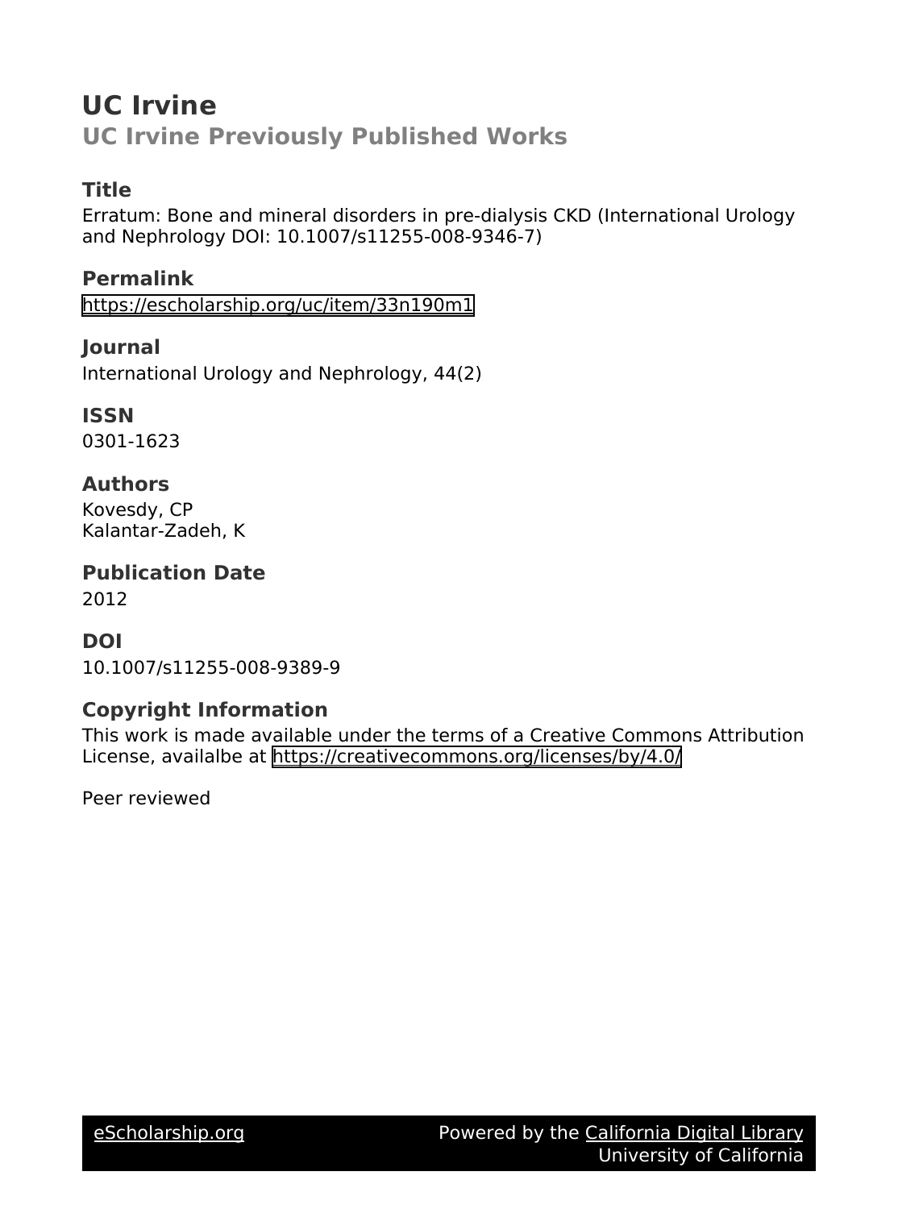# UC Irvine

## UC Irvine Previously Published Works

### Title

Erratum: Bone and mineral disorders in pre-dialysis CKD (International Urology and Nephrology DOI: 10.1007/s11255-008-9346-7)

### Permalink

https://escholarship.org/uc/item/33n190m1

### Journal

International Urology and Nephrology, 44(2)

### ISSN

0301-1623

### Authors

Kovesdy, CP
Kalantar-Zadeh, K

### Publication Date

2012

### DOI

10.1007/s11255-008-9389-9

### Copyright Information

This work is made available under the terms of a Creative Commons Attribution License, availalbe at https://creativecommons.org/licenses/by/4.0/

Peer reviewed

eScholarship.org Powered by the California Digital Library University of California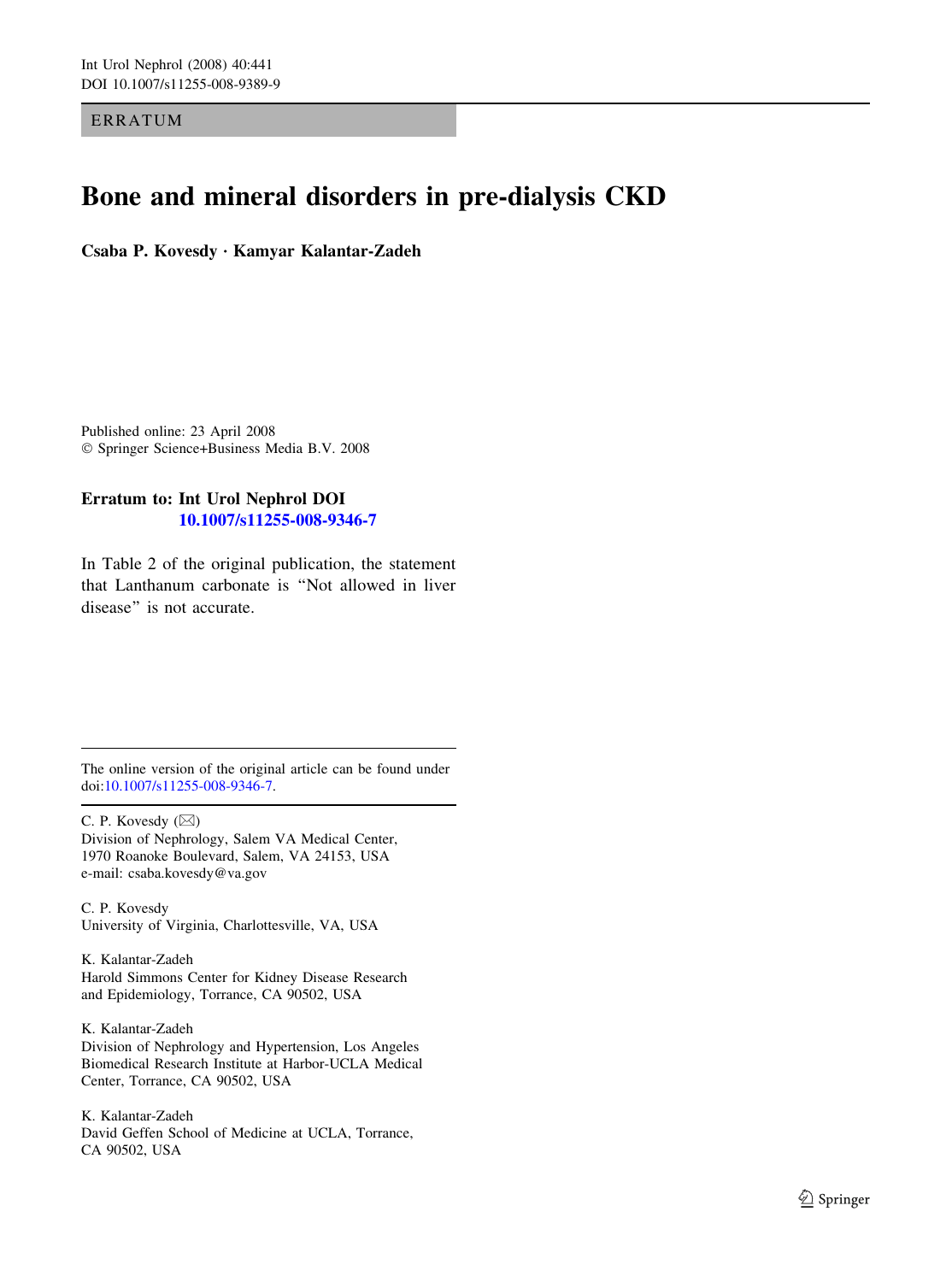ERRATUM

# Bone and mineral disorders in pre-dialysis CKD

**Csaba P. Kovesdy · Kamyar Kalantar-Zadeh**

Published online: 23 April 2008
© Springer Science+Business Media B.V. 2008

**Erratum to: Int Urol Nephrol DOI 10.1007/s11255-008-9346-7**

In Table 2 of the original publication, the statement that Lanthanum carbonate is "Not allowed in liver disease" is not accurate.

---

The online version of the original article can be found under doi:10.1007/s11255-008-9346-7.

---

C. P. Kovesdy (✉)
Division of Nephrology, Salem VA Medical Center, 1970 Roanoke Boulevard, Salem, VA 24153, USA
e-mail: csaba.kovesdy@va.gov

C. P. Kovesdy
University of Virginia, Charlottesville, VA, USA

K. Kalantar-Zadeh
Harold Simmons Center for Kidney Disease Research and Epidemiology, Torrance, CA 90502, USA

K. Kalantar-Zadeh
Division of Nephrology and Hypertension, Los Angeles Biomedical Research Institute at Harbor-UCLA Medical Center, Torrance, CA 90502, USA

K. Kalantar-Zadeh
David Geffen School of Medicine at UCLA, Torrance, CA 90502, USA